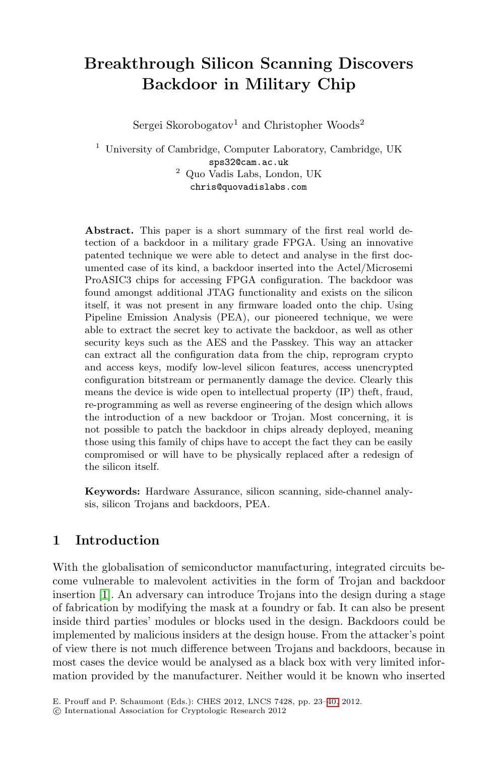# Breakthrough Silicon Scanning Discovers Backdoor in Military Chip

Sergei Skorobogatov[1] and Christopher Woods[2]

[1] University of Cambridge, Computer Laboratory, Cambridge, UK
sps32@cam.ac.uk
[2] Quo Vadis Labs, London, UK
chris@quovadislabs.com

**Abstract.** This paper is a short summary of the first real world detection of a backdoor in a military grade FPGA. Using an innovative patented technique we were able to detect and analyse in the first documented case of its kind, a backdoor inserted into the Actel/Microsemi ProASIC3 chips for accessing FPGA configuration. The backdoor was found amongst additional JTAG functionality and exists on the silicon itself, it was not present in any firmware loaded onto the chip. Using Pipeline Emission Analysis (PEA), our pioneered technique, we were able to extract the secret key to activate the backdoor, as well as other security keys such as the AES and the Passkey. This way an attacker can extract all the configuration data from the chip, reprogram crypto and access keys, modify low-level silicon features, access unencrypted configuration bitstream or permanently damage the device. Clearly this means the device is wide open to intellectual property (IP) theft, fraud, re-programming as well as reverse engineering of the design which allows the introduction of a new backdoor or Trojan. Most concerning, it is not possible to patch the backdoor in chips already deployed, meaning those using this family of chips have to accept the fact they can be easily compromised or will have to be physically replaced after a redesign of the silicon itself.

**Keywords:** Hardware Assurance, silicon scanning, side-channel analysis, silicon Trojans and backdoors, PEA.

## 1 Introduction

With the globalisation of semiconductor manufacturing, integrated circuits become vulnerable to malevolent activities in the form of Trojan and backdoor insertion [1]. An adversary can introduce Trojans into the design during a stage of fabrication by modifying the mask at a foundry or fab. It can also be present inside third parties' modules or blocks used in the design. Backdoors could be implemented by malicious insiders at the design house. From the attacker's point of view there is not much difference between Trojans and backdoors, because in most cases the device would be analysed as a black box with very limited information provided by the manufacturer. Neither would it be known who inserted

E. Prouff and P. Schaumont (Eds.): CHES 2012, LNCS 7428, pp. 23–40, 2012.
© International Association for Cryptologic Research 2012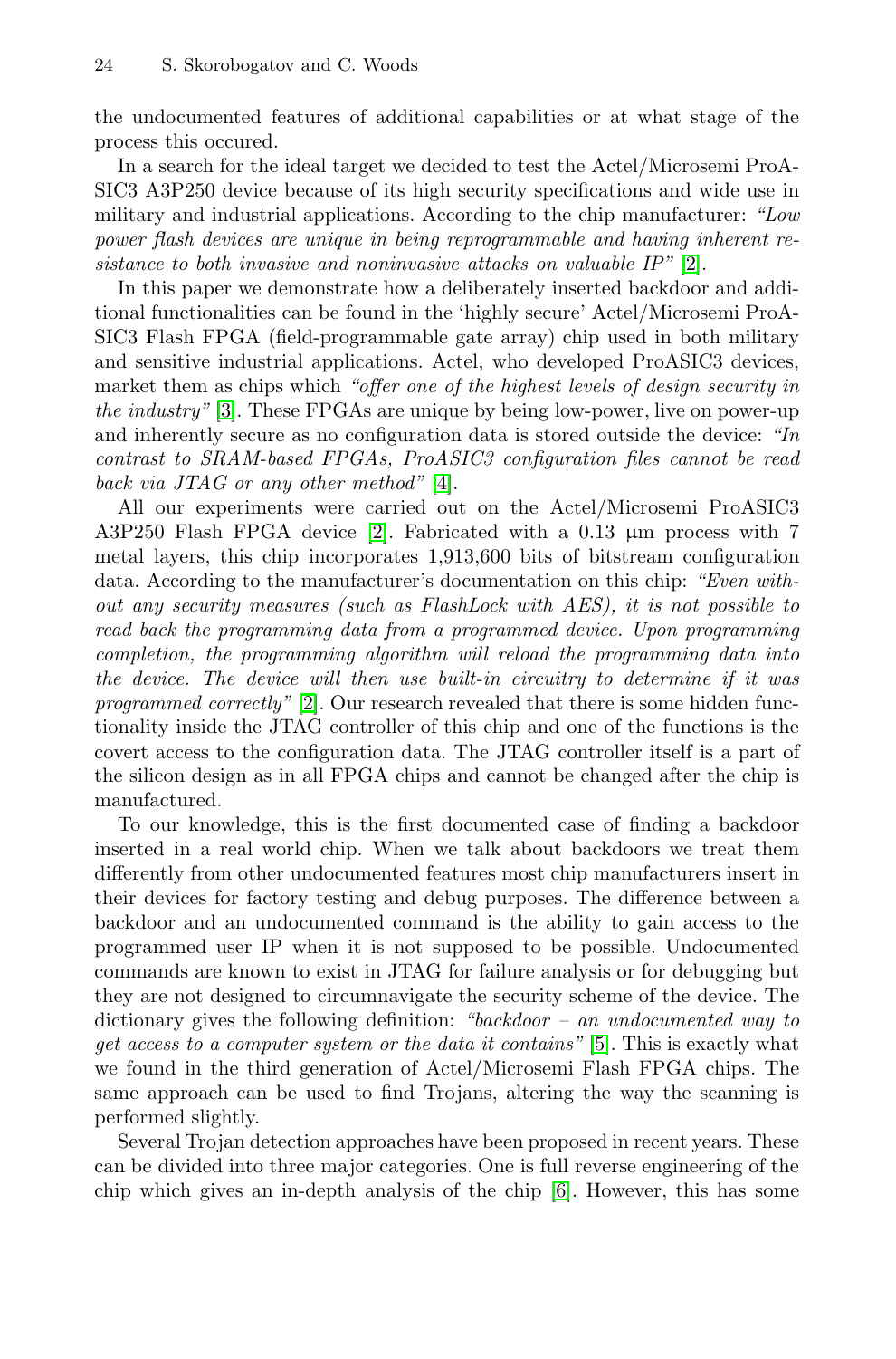the undocumented features of additional capabilities or at what stage of the process this occured.

In a search for the ideal target we decided to test the Actel/Microsemi ProASIC3 A3P250 device because of its high security specifications and wide use in military and industrial applications. According to the chip manufacturer: *"Low power flash devices are unique in being reprogrammable and having inherent resistance to both invasive and noninvasive attacks on valuable IP"* [2].

In this paper we demonstrate how a deliberately inserted backdoor and additional functionalities can be found in the 'highly secure' Actel/Microsemi ProASIC3 Flash FPGA (field-programmable gate array) chip used in both military and sensitive industrial applications. Actel, who developed ProASIC3 devices, market them as chips which *"offer one of the highest levels of design security in the industry"* [3]. These FPGAs are unique by being low-power, live on power-up and inherently secure as no configuration data is stored outside the device: *"In contrast to SRAM-based FPGAs, ProASIC3 configuration files cannot be read back via JTAG or any other method"* [4].

All our experiments were carried out on the Actel/Microsemi ProASIC3 A3P250 Flash FPGA device [2]. Fabricated with a 0.13 μm process with 7 metal layers, this chip incorporates 1,913,600 bits of bitstream configuration data. According to the manufacturer's documentation on this chip: *"Even without any security measures (such as FlashLock with AES), it is not possible to read back the programming data from a programmed device. Upon programming completion, the programming algorithm will reload the programming data into the device. The device will then use built-in circuitry to determine if it was programmed correctly"* [2]. Our research revealed that there is some hidden functionality inside the JTAG controller of this chip and one of the functions is the covert access to the configuration data. The JTAG controller itself is a part of the silicon design as in all FPGA chips and cannot be changed after the chip is manufactured.

To our knowledge, this is the first documented case of finding a backdoor inserted in a real world chip. When we talk about backdoors we treat them differently from other undocumented features most chip manufacturers insert in their devices for factory testing and debug purposes. The difference between a backdoor and an undocumented command is the ability to gain access to the programmed user IP when it is not supposed to be possible. Undocumented commands are known to exist in JTAG for failure analysis or for debugging but they are not designed to circumnavigate the security scheme of the device. The dictionary gives the following definition: *"backdoor – an undocumented way to get access to a computer system or the data it contains"* [5]. This is exactly what we found in the third generation of Actel/Microsemi Flash FPGA chips. The same approach can be used to find Trojans, altering the way the scanning is performed slightly.

Several Trojan detection approaches have been proposed in recent years. These can be divided into three major categories. One is full reverse engineering of the chip which gives an in-depth analysis of the chip [6]. However, this has some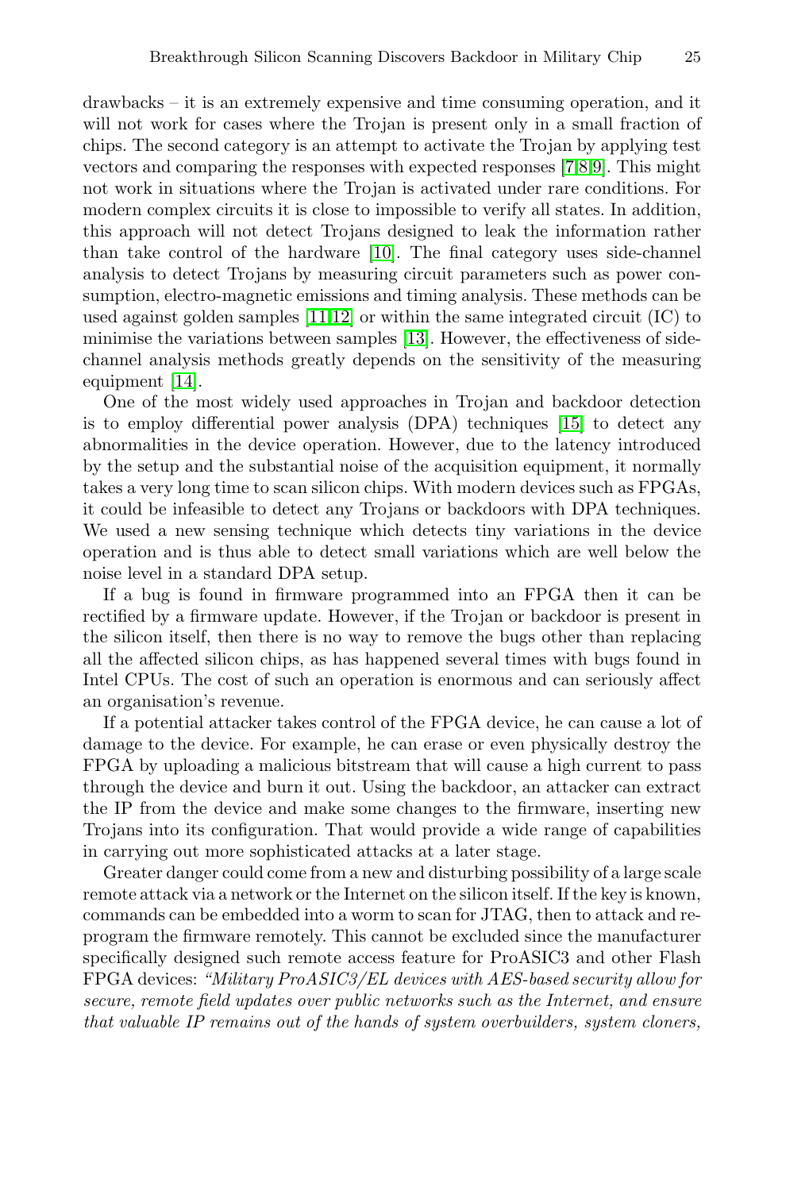drawbacks – it is an extremely expensive and time consuming operation, and it will not work for cases where the Trojan is present only in a small fraction of chips. The second category is an attempt to activate the Trojan by applying test vectors and comparing the responses with expected responses [7,8,9]. This might not work in situations where the Trojan is activated under rare conditions. For modern complex circuits it is close to impossible to verify all states. In addition, this approach will not detect Trojans designed to leak the information rather than take control of the hardware [10]. The final category uses side-channel analysis to detect Trojans by measuring circuit parameters such as power consumption, electro-magnetic emissions and timing analysis. These methods can be used against golden samples [11,12] or within the same integrated circuit (IC) to minimise the variations between samples [13]. However, the effectiveness of side-channel analysis methods greatly depends on the sensitivity of the measuring equipment [14].

One of the most widely used approaches in Trojan and backdoor detection is to employ differential power analysis (DPA) techniques [15] to detect any abnormalities in the device operation. However, due to the latency introduced by the setup and the substantial noise of the acquisition equipment, it normally takes a very long time to scan silicon chips. With modern devices such as FPGAs, it could be infeasible to detect any Trojans or backdoors with DPA techniques. We used a new sensing technique which detects tiny variations in the device operation and is thus able to detect small variations which are well below the noise level in a standard DPA setup.

If a bug is found in firmware programmed into an FPGA then it can be rectified by a firmware update. However, if the Trojan or backdoor is present in the silicon itself, then there is no way to remove the bugs other than replacing all the affected silicon chips, as has happened several times with bugs found in Intel CPUs. The cost of such an operation is enormous and can seriously affect an organisation's revenue.

If a potential attacker takes control of the FPGA device, he can cause a lot of damage to the device. For example, he can erase or even physically destroy the FPGA by uploading a malicious bitstream that will cause a high current to pass through the device and burn it out. Using the backdoor, an attacker can extract the IP from the device and make some changes to the firmware, inserting new Trojans into its configuration. That would provide a wide range of capabilities in carrying out more sophisticated attacks at a later stage.

Greater danger could come from a new and disturbing possibility of a large scale remote attack via a network or the Internet on the silicon itself. If the key is known, commands can be embedded into a worm to scan for JTAG, then to attack and reprogram the firmware remotely. This cannot be excluded since the manufacturer specifically designed such remote access feature for ProASIC3 and other Flash FPGA devices: *"Military ProASIC3/EL devices with AES-based security allow for secure, remote field updates over public networks such as the Internet, and ensure that valuable IP remains out of the hands of system overbuilders, system cloners,*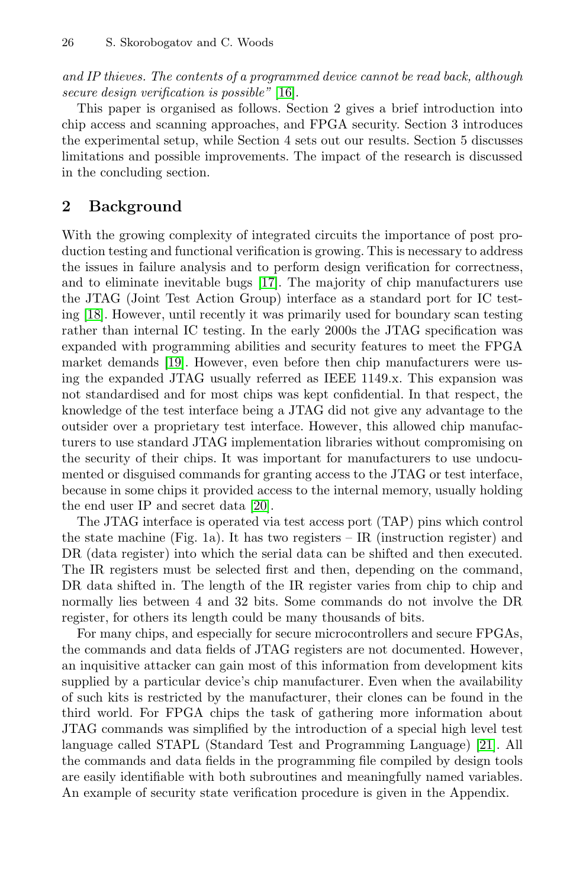*and IP thieves. The contents of a programmed device cannot be read back, although secure design verification is possible"* [16].

This paper is organised as follows. Section 2 gives a brief introduction into chip access and scanning approaches, and FPGA security. Section 3 introduces the experimental setup, while Section 4 sets out our results. Section 5 discusses limitations and possible improvements. The impact of the research is discussed in the concluding section.

## 2 Background

With the growing complexity of integrated circuits the importance of post production testing and functional verification is growing. This is necessary to address the issues in failure analysis and to perform design verification for correctness, and to eliminate inevitable bugs [17]. The majority of chip manufacturers use the JTAG (Joint Test Action Group) interface as a standard port for IC testing [18]. However, until recently it was primarily used for boundary scan testing rather than internal IC testing. In the early 2000s the JTAG specification was expanded with programming abilities and security features to meet the FPGA market demands [19]. However, even before then chip manufacturers were using the expanded JTAG usually referred as IEEE 1149.x. This expansion was not standardised and for most chips was kept confidential. In that respect, the knowledge of the test interface being a JTAG did not give any advantage to the outsider over a proprietary test interface. However, this allowed chip manufacturers to use standard JTAG implementation libraries without compromising on the security of their chips. It was important for manufacturers to use undocumented or disguised commands for granting access to the JTAG or test interface, because in some chips it provided access to the internal memory, usually holding the end user IP and secret data [20].

The JTAG interface is operated via test access port (TAP) pins which control the state machine (Fig. 1a). It has two registers – IR (instruction register) and DR (data register) into which the serial data can be shifted and then executed. The IR registers must be selected first and then, depending on the command, DR data shifted in. The length of the IR register varies from chip to chip and normally lies between 4 and 32 bits. Some commands do not involve the DR register, for others its length could be many thousands of bits.

For many chips, and especially for secure microcontrollers and secure FPGAs, the commands and data fields of JTAG registers are not documented. However, an inquisitive attacker can gain most of this information from development kits supplied by a particular device's chip manufacturer. Even when the availability of such kits is restricted by the manufacturer, their clones can be found in the third world. For FPGA chips the task of gathering more information about JTAG commands was simplified by the introduction of a special high level test language called STAPL (Standard Test and Programming Language) [21]. All the commands and data fields in the programming file compiled by design tools are easily identifiable with both subroutines and meaningfully named variables. An example of security state verification procedure is given in the Appendix.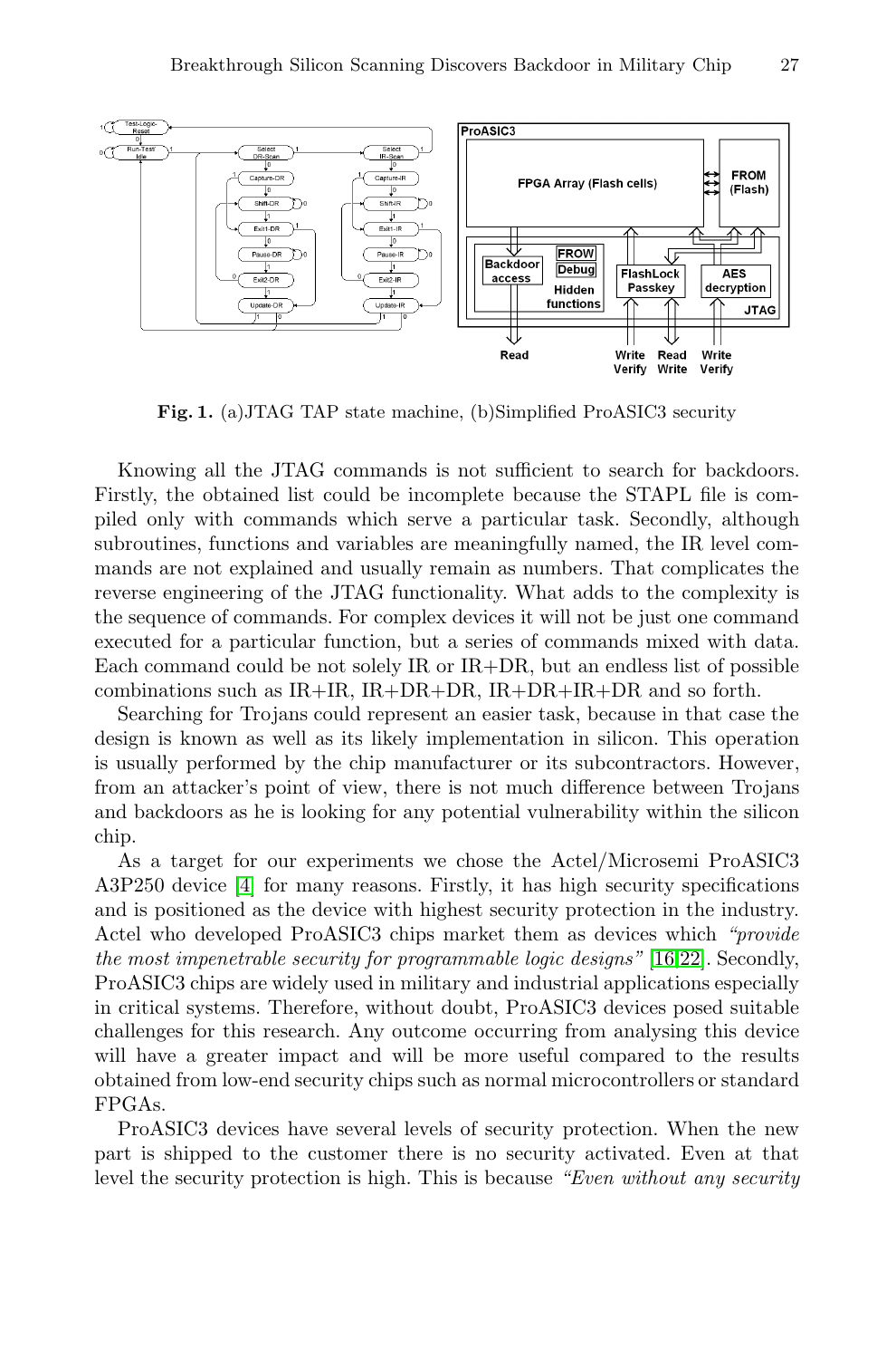Fig. 1. (a)JTAG TAP state machine, (b)Simplified ProASIC3 security

Knowing all the JTAG commands is not sufficient to search for backdoors. Firstly, the obtained list could be incomplete because the STAPL file is compiled only with commands which serve a particular task. Secondly, although subroutines, functions and variables are meaningfully named, the IR level commands are not explained and usually remain as numbers. That complicates the reverse engineering of the JTAG functionality. What adds to the complexity is the sequence of commands. For complex devices it will not be just one command executed for a particular function, but a series of commands mixed with data. Each command could be not solely IR or IR+DR, but an endless list of possible combinations such as IR+IR, IR+DR+DR, IR+DR+IR+DR and so forth.

Searching for Trojans could represent an easier task, because in that case the design is known as well as its likely implementation in silicon. This operation is usually performed by the chip manufacturer or its subcontractors. However, from an attacker's point of view, there is not much difference between Trojans and backdoors as he is looking for any potential vulnerability within the silicon chip.

As a target for our experiments we chose the Actel/Microsemi ProASIC3 A3P250 device [4] for many reasons. Firstly, it has high security specifications and is positioned as the device with highest security protection in the industry. Actel who developed ProASIC3 chips market them as devices which *"provide the most impenetrable security for programmable logic designs"* [16,22]. Secondly, ProASIC3 chips are widely used in military and industrial applications especially in critical systems. Therefore, without doubt, ProASIC3 devices posed suitable challenges for this research. Any outcome occurring from analysing this device will have a greater impact and will be more useful compared to the results obtained from low-end security chips such as normal microcontrollers or standard FPGAs.

ProASIC3 devices have several levels of security protection. When the new part is shipped to the customer there is no security activated. Even at that level the security protection is high. This is because *"Even without any security*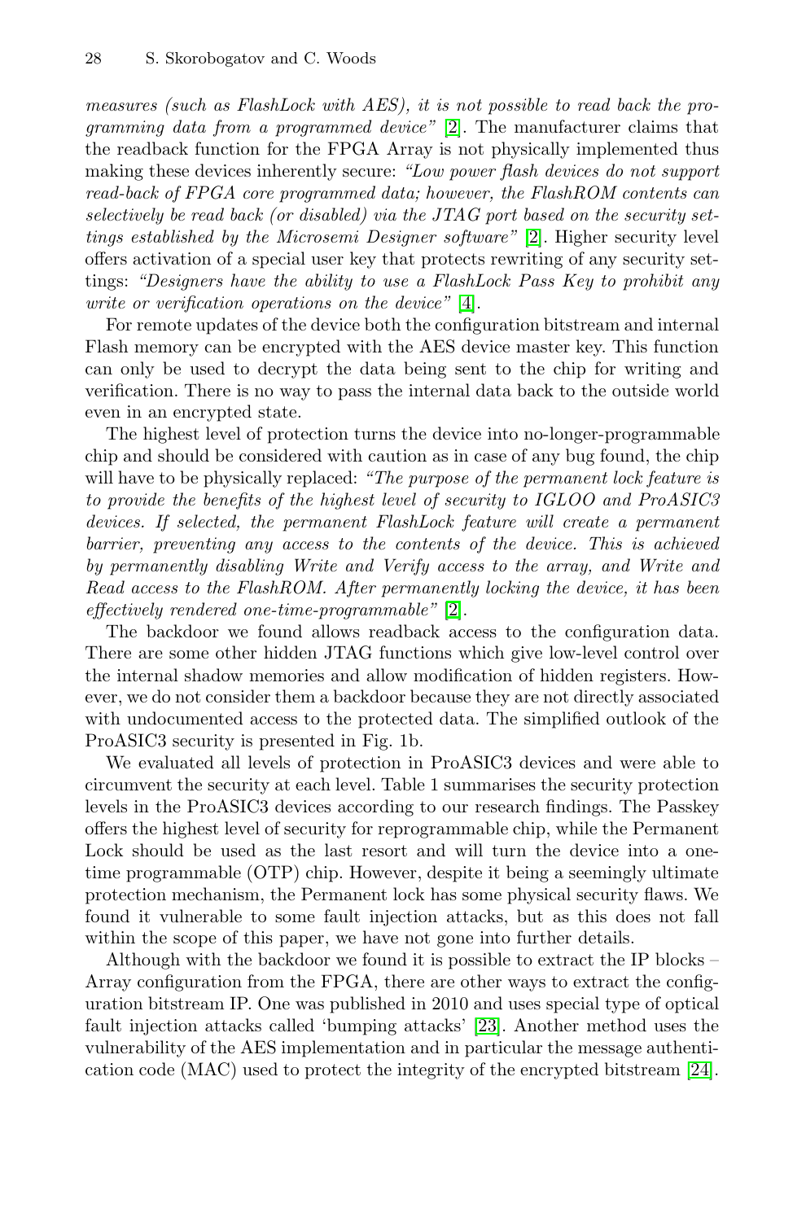*measures (such as FlashLock with AES), it is not possible to read back the programming data from a programmed device"* [2]. The manufacturer claims that the readback function for the FPGA Array is not physically implemented thus making these devices inherently secure: *"Low power flash devices do not support read-back of FPGA core programmed data; however, the FlashROM contents can selectively be read back (or disabled) via the JTAG port based on the security settings established by the Microsemi Designer software"* [2]. Higher security level offers activation of a special user key that protects rewriting of any security settings: *"Designers have the ability to use a FlashLock Pass Key to prohibit any write or verification operations on the device"* [4].

For remote updates of the device both the configuration bitstream and internal Flash memory can be encrypted with the AES device master key. This function can only be used to decrypt the data being sent to the chip for writing and verification. There is no way to pass the internal data back to the outside world even in an encrypted state.

The highest level of protection turns the device into no-longer-programmable chip and should be considered with caution as in case of any bug found, the chip will have to be physically replaced: *"The purpose of the permanent lock feature is to provide the benefits of the highest level of security to IGLOO and ProASIC3 devices. If selected, the permanent FlashLock feature will create a permanent barrier, preventing any access to the contents of the device. This is achieved by permanently disabling Write and Verify access to the array, and Write and Read access to the FlashROM. After permanently locking the device, it has been effectively rendered one-time-programmable"* [2].

The backdoor we found allows readback access to the configuration data. There are some other hidden JTAG functions which give low-level control over the internal shadow memories and allow modification of hidden registers. However, we do not consider them a backdoor because they are not directly associated with undocumented access to the protected data. The simplified outlook of the ProASIC3 security is presented in Fig. 1b.

We evaluated all levels of protection in ProASIC3 devices and were able to circumvent the security at each level. Table 1 summarises the security protection levels in the ProASIC3 devices according to our research findings. The Passkey offers the highest level of security for reprogrammable chip, while the Permanent Lock should be used as the last resort and will turn the device into a one-time programmable (OTP) chip. However, despite it being a seemingly ultimate protection mechanism, the Permanent lock has some physical security flaws. We found it vulnerable to some fault injection attacks, but as this does not fall within the scope of this paper, we have not gone into further details.

Although with the backdoor we found it is possible to extract the IP blocks – Array configuration from the FPGA, there are other ways to extract the configuration bitstream IP. One was published in 2010 and uses special type of optical fault injection attacks called 'bumping attacks' [23]. Another method uses the vulnerability of the AES implementation and in particular the message authentication code (MAC) used to protect the integrity of the encrypted bitstream [24].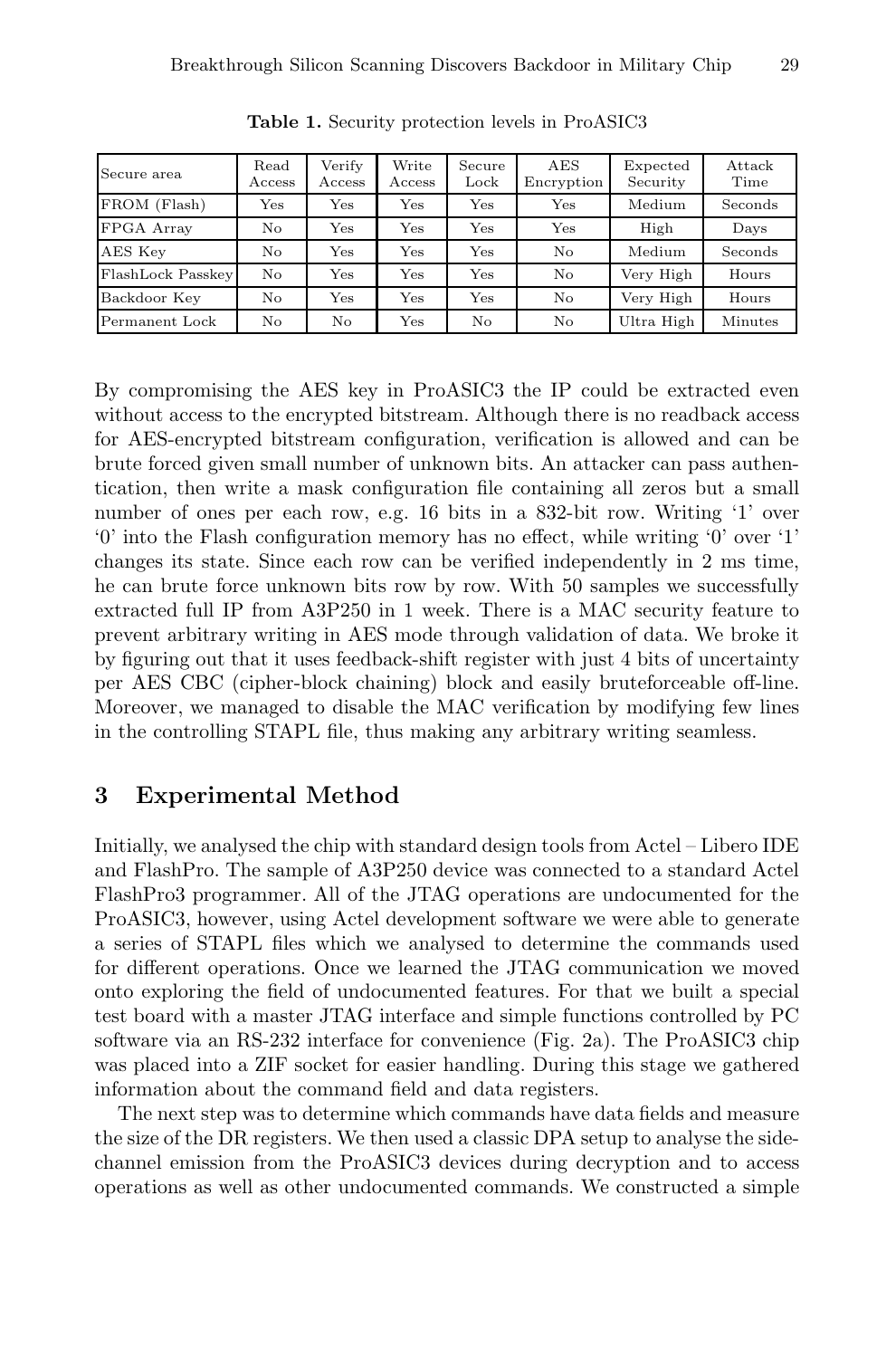**Table 1.** Security protection levels in ProASIC3

| Secure area | Read Access | Verify Access | Write Access | Secure Lock | AES Encryption | Expected Security | Attack Time |
|---|---|---|---|---|---|---|---|
| FROM (Flash) | Yes | Yes | Yes | Yes | Yes | Medium | Seconds |
| FPGA Array | No | Yes | Yes | Yes | Yes | High | Days |
| AES Key | No | Yes | Yes | Yes | No | Medium | Seconds |
| FlashLock Passkey | No | Yes | Yes | Yes | No | Very High | Hours |
| Backdoor Key | No | Yes | Yes | Yes | No | Very High | Hours |
| Permanent Lock | No | No | Yes | No | No | Ultra High | Minutes |

By compromising the AES key in ProASIC3 the IP could be extracted even without access to the encrypted bitstream. Although there is no readback access for AES-encrypted bitstream configuration, verification is allowed and can be brute forced given small number of unknown bits. An attacker can pass authentication, then write a mask configuration file containing all zeros but a small number of ones per each row, e.g. 16 bits in a 832-bit row. Writing '1' over '0' into the Flash configuration memory has no effect, while writing '0' over '1' changes its state. Since each row can be verified independently in 2 ms time, he can brute force unknown bits row by row. With 50 samples we successfully extracted full IP from A3P250 in 1 week. There is a MAC security feature to prevent arbitrary writing in AES mode through validation of data. We broke it by figuring out that it uses feedback-shift register with just 4 bits of uncertainty per AES CBC (cipher-block chaining) block and easily bruteforceable off-line. Moreover, we managed to disable the MAC verification by modifying few lines in the controlling STAPL file, thus making any arbitrary writing seamless.

## 3 Experimental Method

Initially, we analysed the chip with standard design tools from Actel – Libero IDE and FlashPro. The sample of A3P250 device was connected to a standard Actel FlashPro3 programmer. All of the JTAG operations are undocumented for the ProASIC3, however, using Actel development software we were able to generate a series of STAPL files which we analysed to determine the commands used for different operations. Once we learned the JTAG communication we moved onto exploring the field of undocumented features. For that we built a special test board with a master JTAG interface and simple functions controlled by PC software via an RS-232 interface for convenience (Fig. 2a). The ProASIC3 chip was placed into a ZIF socket for easier handling. During this stage we gathered information about the command field and data registers.

The next step was to determine which commands have data fields and measure the size of the DR registers. We then used a classic DPA setup to analyse the side-channel emission from the ProASIC3 devices during decryption and to access operations as well as other undocumented commands. We constructed a simple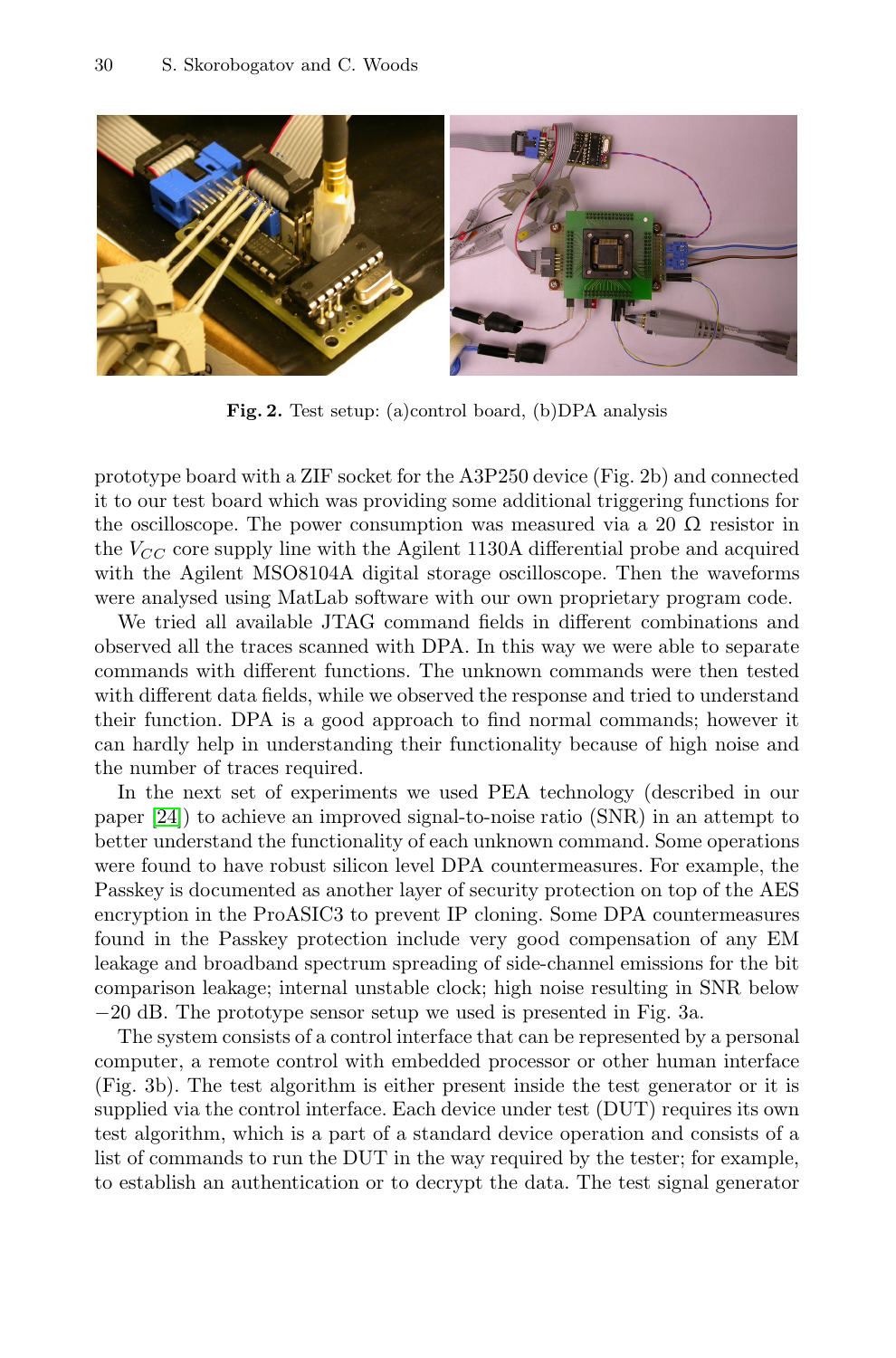Fig. 2. Test setup: (a)control board, (b)DPA analysis

prototype board with a ZIF socket for the A3P250 device (Fig. 2b) and connected it to our test board which was providing some additional triggering functions for the oscilloscope. The power consumption was measured via a 20 Ω resistor in the $V_{CC}$ core supply line with the Agilent 1130A differential probe and acquired with the Agilent MSO8104A digital storage oscilloscope. Then the waveforms were analysed using MatLab software with our own proprietary program code.

We tried all available JTAG command fields in different combinations and observed all the traces scanned with DPA. In this way we were able to separate commands with different functions. The unknown commands were then tested with different data fields, while we observed the response and tried to understand their function. DPA is a good approach to find normal commands; however it can hardly help in understanding their functionality because of high noise and the number of traces required.

In the next set of experiments we used PEA technology (described in our paper [24]) to achieve an improved signal-to-noise ratio (SNR) in an attempt to better understand the functionality of each unknown command. Some operations were found to have robust silicon level DPA countermeasures. For example, the Passkey is documented as another layer of security protection on top of the AES encryption in the ProASIC3 to prevent IP cloning. Some DPA countermeasures found in the Passkey protection include very good compensation of any EM leakage and broadband spectrum spreading of side-channel emissions for the bit comparison leakage; internal unstable clock; high noise resulting in SNR below −20 dB. The prototype sensor setup we used is presented in Fig. 3a.

The system consists of a control interface that can be represented by a personal computer, a remote control with embedded processor or other human interface (Fig. 3b). The test algorithm is either present inside the test generator or it is supplied via the control interface. Each device under test (DUT) requires its own test algorithm, which is a part of a standard device operation and consists of a list of commands to run the DUT in the way required by the tester; for example, to establish an authentication or to decrypt the data. The test signal generator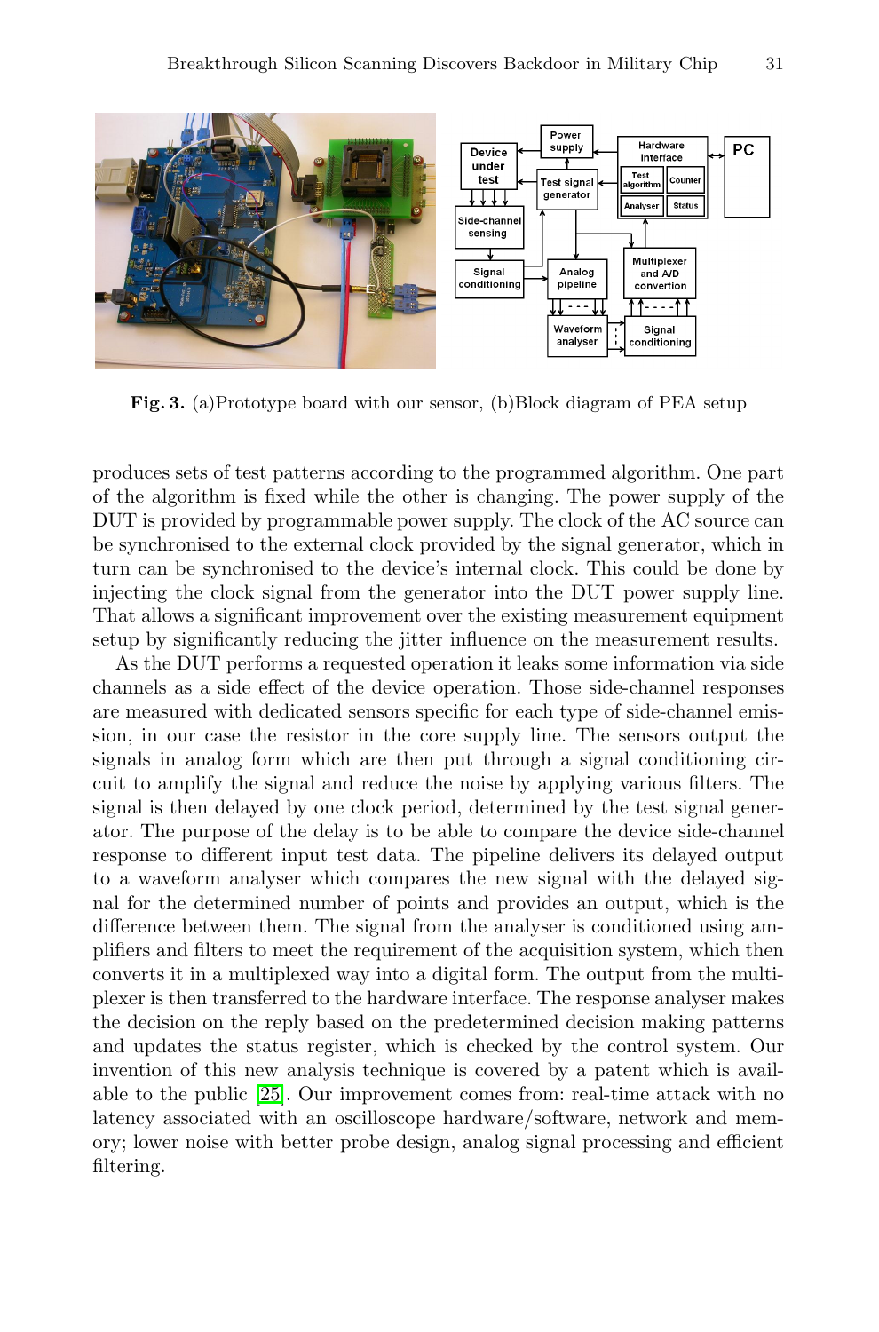**Fig. 3.** (a)Prototype board with our sensor, (b)Block diagram of PEA setup

produces sets of test patterns according to the programmed algorithm. One part of the algorithm is fixed while the other is changing. The power supply of the DUT is provided by programmable power supply. The clock of the AC source can be synchronised to the external clock provided by the signal generator, which in turn can be synchronised to the device's internal clock. This could be done by injecting the clock signal from the generator into the DUT power supply line. That allows a significant improvement over the existing measurement equipment setup by significantly reducing the jitter influence on the measurement results.

As the DUT performs a requested operation it leaks some information via side channels as a side effect of the device operation. Those side-channel responses are measured with dedicated sensors specific for each type of side-channel emission, in our case the resistor in the core supply line. The sensors output the signals in analog form which are then put through a signal conditioning circuit to amplify the signal and reduce the noise by applying various filters. The signal is then delayed by one clock period, determined by the test signal generator. The purpose of the delay is to be able to compare the device side-channel response to different input test data. The pipeline delivers its delayed output to a waveform analyser which compares the new signal with the delayed signal for the determined number of points and provides an output, which is the difference between them. The signal from the analyser is conditioned using amplifiers and filters to meet the requirement of the acquisition system, which then converts it in a multiplexed way into a digital form. The output from the multiplexer is then transferred to the hardware interface. The response analyser makes the decision on the reply based on the predetermined decision making patterns and updates the status register, which is checked by the control system. Our invention of this new analysis technique is covered by a patent which is available to the public [25]. Our improvement comes from: real-time attack with no latency associated with an oscilloscope hardware/software, network and memory; lower noise with better probe design, analog signal processing and efficient filtering.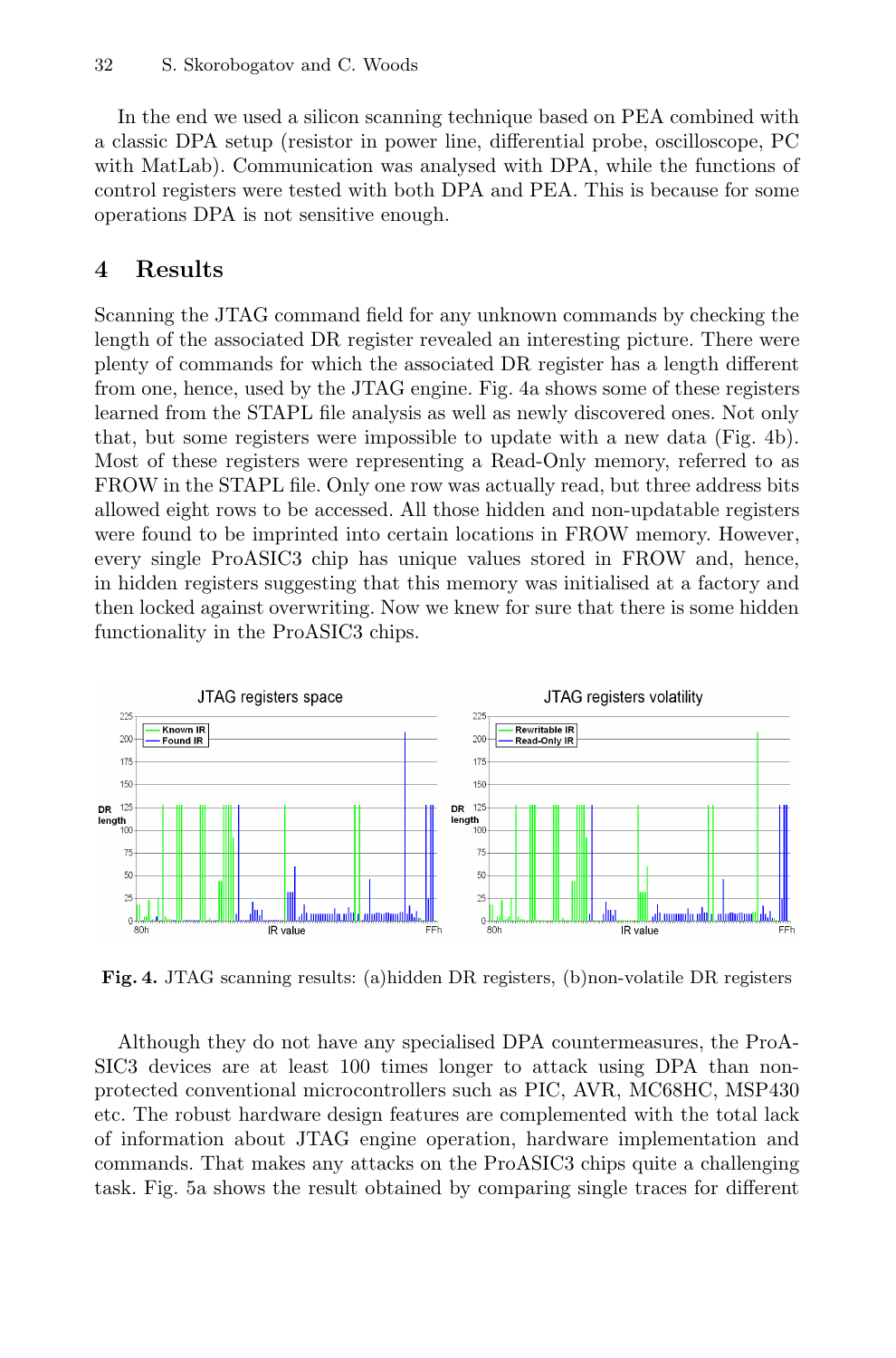In the end we used a silicon scanning technique based on PEA combined with a classic DPA setup (resistor in power line, differential probe, oscilloscope, PC with MatLab). Communication was analysed with DPA, while the functions of control registers were tested with both DPA and PEA. This is because for some operations DPA is not sensitive enough.

## 4 Results

Scanning the JTAG command field for any unknown commands by checking the length of the associated DR register revealed an interesting picture. There were plenty of commands for which the associated DR register has a length different from one, hence, used by the JTAG engine. Fig. 4a shows some of these registers learned from the STAPL file analysis as well as newly discovered ones. Not only that, but some registers were impossible to update with a new data (Fig. 4b). Most of these registers were representing a Read-Only memory, referred to as FROW in the STAPL file. Only one row was actually read, but three address bits allowed eight rows to be accessed. All those hidden and non-updatable registers were found to be imprinted into certain locations in FROW memory. However, every single ProASIC3 chip has unique values stored in FROW and, hence, in hidden registers suggesting that this memory was initialised at a factory and then locked against overwriting. Now we knew for sure that there is some hidden functionality in the ProASIC3 chips.

**Fig. 4.** JTAG scanning results: (a)hidden DR registers, (b)non-volatile DR registers

Although they do not have any specialised DPA countermeasures, the ProASIC3 devices are at least 100 times longer to attack using DPA than non-protected conventional microcontrollers such as PIC, AVR, MC68HC, MSP430 etc. The robust hardware design features are complemented with the total lack of information about JTAG engine operation, hardware implementation and commands. That makes any attacks on the ProASIC3 chips quite a challenging task. Fig. 5a shows the result obtained by comparing single traces for different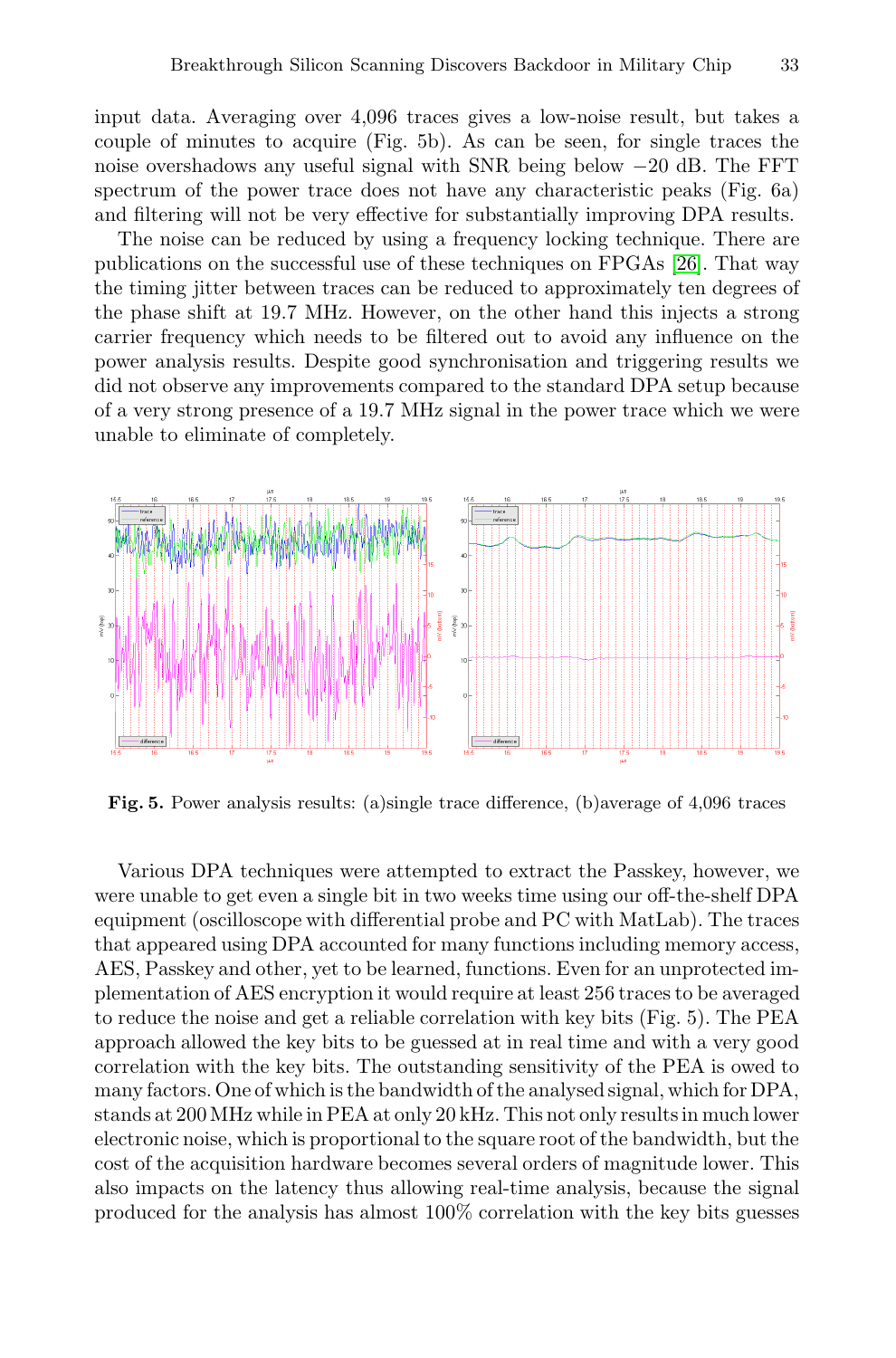input data. Averaging over 4,096 traces gives a low-noise result, but takes a couple of minutes to acquire (Fig. 5b). As can be seen, for single traces the noise overshadows any useful signal with SNR being below −20 dB. The FFT spectrum of the power trace does not have any characteristic peaks (Fig. 6a) and filtering will not be very effective for substantially improving DPA results.

The noise can be reduced by using a frequency locking technique. There are publications on the successful use of these techniques on FPGAs [26]. That way the timing jitter between traces can be reduced to approximately ten degrees of the phase shift at 19.7 MHz. However, on the other hand this injects a strong carrier frequency which needs to be filtered out to avoid any influence on the power analysis results. Despite good synchronisation and triggering results we did not observe any improvements compared to the standard DPA setup because of a very strong presence of a 19.7 MHz signal in the power trace which we were unable to eliminate of completely.

**Fig. 5.** Power analysis results: (a)single trace difference, (b)average of 4,096 traces

Various DPA techniques were attempted to extract the Passkey, however, we were unable to get even a single bit in two weeks time using our off-the-shelf DPA equipment (oscilloscope with differential probe and PC with MatLab). The traces that appeared using DPA accounted for many functions including memory access, AES, Passkey and other, yet to be learned, functions. Even for an unprotected implementation of AES encryption it would require at least 256 traces to be averaged to reduce the noise and get a reliable correlation with key bits (Fig. 5). The PEA approach allowed the key bits to be guessed at in real time and with a very good correlation with the key bits. The outstanding sensitivity of the PEA is owed to many factors. One of which is the bandwidth of the analysed signal, which for DPA, stands at 200 MHz while in PEA at only 20 kHz. This not only results in much lower electronic noise, which is proportional to the square root of the bandwidth, but the cost of the acquisition hardware becomes several orders of magnitude lower. This also impacts on the latency thus allowing real-time analysis, because the signal produced for the analysis has almost 100% correlation with the key bits guesses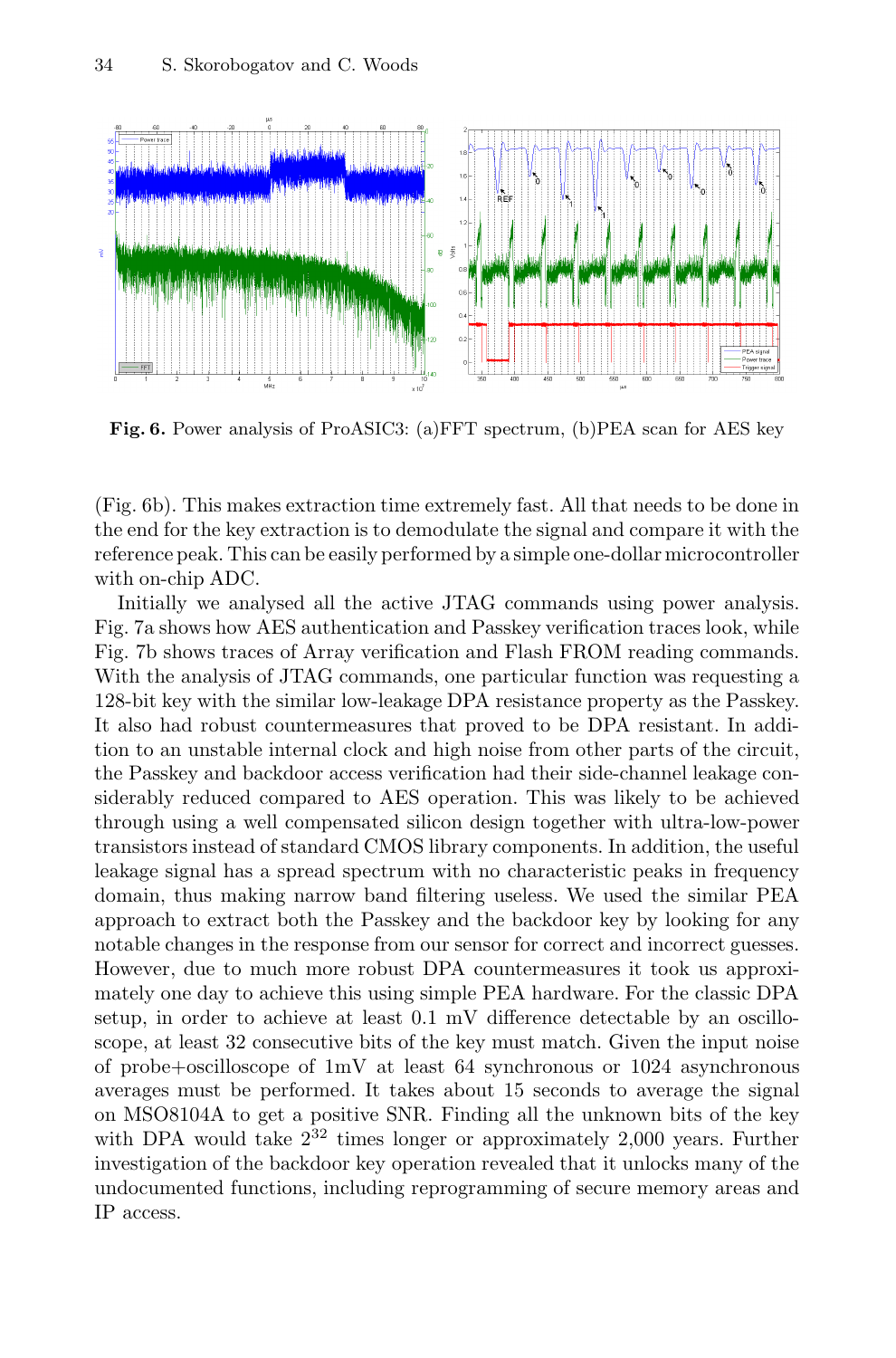**Fig. 6.** Power analysis of ProASIC3: (a)FFT spectrum, (b)PEA scan for AES key

(Fig. 6b). This makes extraction time extremely fast. All that needs to be done in the end for the key extraction is to demodulate the signal and compare it with the reference peak. This can be easily performed by a simple one-dollar microcontroller with on-chip ADC.

Initially we analysed all the active JTAG commands using power analysis. Fig. 7a shows how AES authentication and Passkey verification traces look, while Fig. 7b shows traces of Array verification and Flash FROM reading commands. With the analysis of JTAG commands, one particular function was requesting a 128-bit key with the similar low-leakage DPA resistance property as the Passkey. It also had robust countermeasures that proved to be DPA resistant. In addition to an unstable internal clock and high noise from other parts of the circuit, the Passkey and backdoor access verification had their side-channel leakage considerably reduced compared to AES operation. This was likely to be achieved through using a well compensated silicon design together with ultra-low-power transistors instead of standard CMOS library components. In addition, the useful leakage signal has a spread spectrum with no characteristic peaks in frequency domain, thus making narrow band filtering useless. We used the similar PEA approach to extract both the Passkey and the backdoor key by looking for any notable changes in the response from our sensor for correct and incorrect guesses. However, due to much more robust DPA countermeasures it took us approximately one day to achieve this using simple PEA hardware. For the classic DPA setup, in order to achieve at least 0.1 mV difference detectable by an oscilloscope, at least 32 consecutive bits of the key must match. Given the input noise of probe+oscilloscope of 1mV at least 64 synchronous or 1024 asynchronous averages must be performed. It takes about 15 seconds to average the signal on MSO8104A to get a positive SNR. Finding all the unknown bits of the key with DPA would take $2^{32}$ times longer or approximately 2,000 years. Further investigation of the backdoor key operation revealed that it unlocks many of the undocumented functions, including reprogramming of secure memory areas and IP access.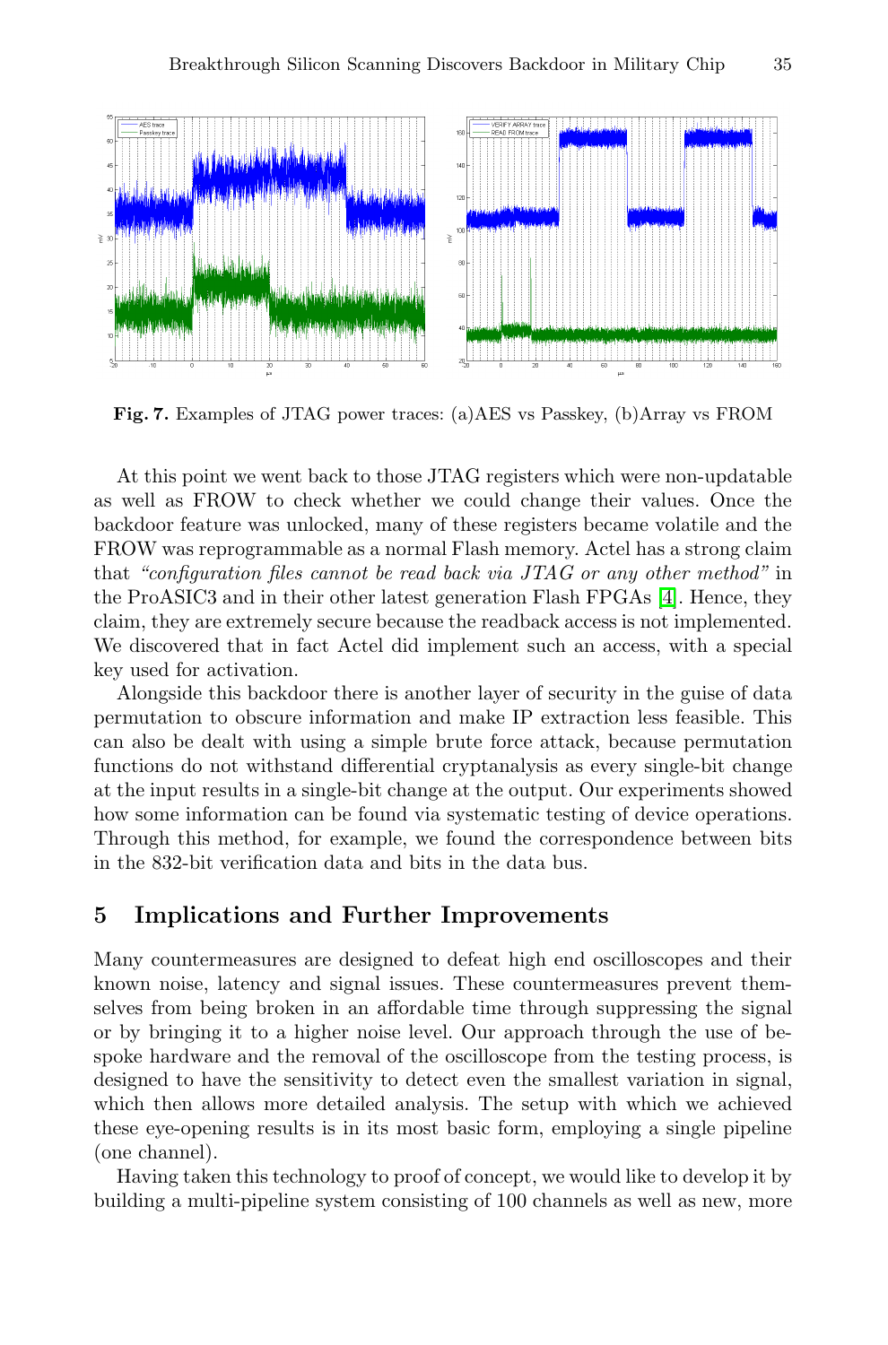**Fig. 7.** Examples of JTAG power traces: (a)AES vs Passkey, (b)Array vs FROM

At this point we went back to those JTAG registers which were non-updatable as well as FROW to check whether we could change their values. Once the backdoor feature was unlocked, many of these registers became volatile and the FROW was reprogrammable as a normal Flash memory. Actel has a strong claim that *"configuration files cannot be read back via JTAG or any other method"* in the ProASIC3 and in their other latest generation Flash FPGAs [4]. Hence, they claim, they are extremely secure because the readback access is not implemented. We discovered that in fact Actel did implement such an access, with a special key used for activation.

Alongside this backdoor there is another layer of security in the guise of data permutation to obscure information and make IP extraction less feasible. This can also be dealt with using a simple brute force attack, because permutation functions do not withstand differential cryptanalysis as every single-bit change at the input results in a single-bit change at the output. Our experiments showed how some information can be found via systematic testing of device operations. Through this method, for example, we found the correspondence between bits in the 832-bit verification data and bits in the data bus.

## 5 Implications and Further Improvements

Many countermeasures are designed to defeat high end oscilloscopes and their known noise, latency and signal issues. These countermeasures prevent themselves from being broken in an affordable time through suppressing the signal or by bringing it to a higher noise level. Our approach through the use of bespoke hardware and the removal of the oscilloscope from the testing process, is designed to have the sensitivity to detect even the smallest variation in signal, which then allows more detailed analysis. The setup with which we achieved these eye-opening results is in its most basic form, employing a single pipeline (one channel).

Having taken this technology to proof of concept, we would like to develop it by building a multi-pipeline system consisting of 100 channels as well as new, more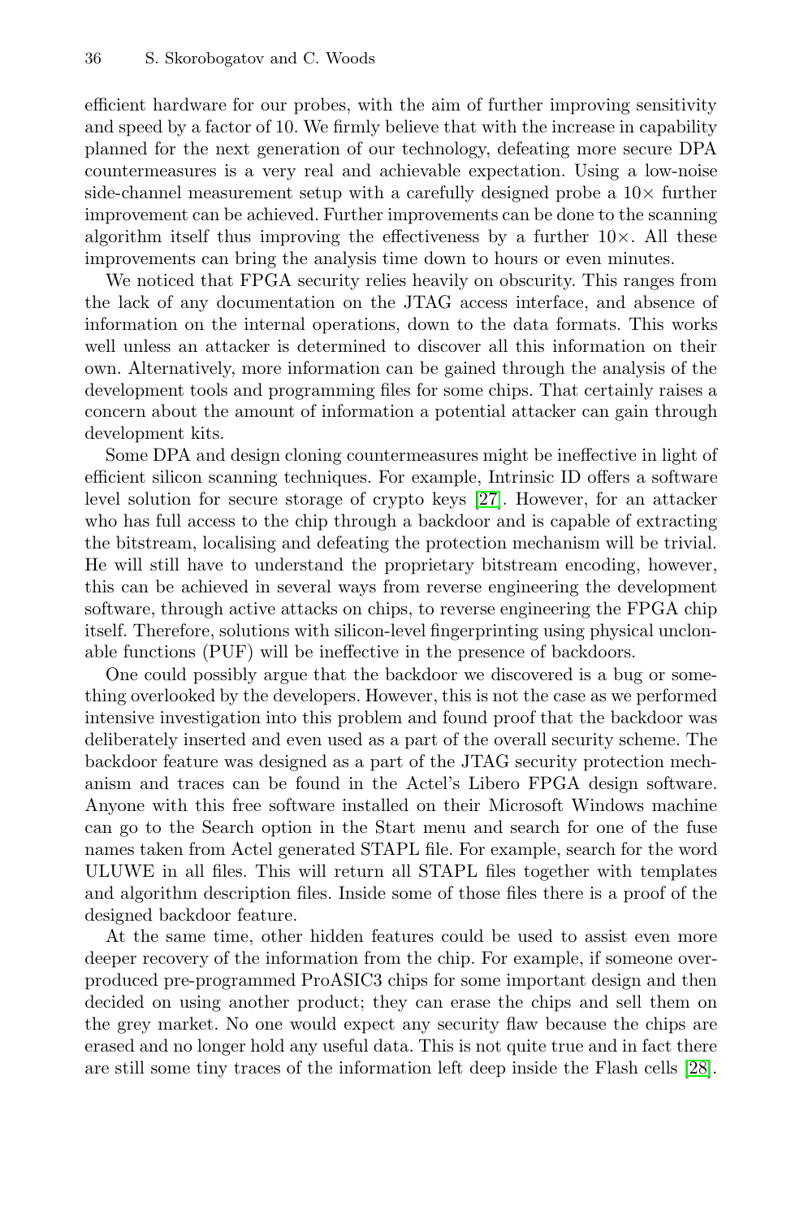efficient hardware for our probes, with the aim of further improving sensitivity and speed by a factor of 10. We firmly believe that with the increase in capability planned for the next generation of our technology, defeating more secure DPA countermeasures is a very real and achievable expectation. Using a low-noise side-channel measurement setup with a carefully designed probe a $10\times$ further improvement can be achieved. Further improvements can be done to the scanning algorithm itself thus improving the effectiveness by a further $10\times$. All these improvements can bring the analysis time down to hours or even minutes.

We noticed that FPGA security relies heavily on obscurity. This ranges from the lack of any documentation on the JTAG access interface, and absence of information on the internal operations, down to the data formats. This works well unless an attacker is determined to discover all this information on their own. Alternatively, more information can be gained through the analysis of the development tools and programming files for some chips. That certainly raises a concern about the amount of information a potential attacker can gain through development kits.

Some DPA and design cloning countermeasures might be ineffective in light of efficient silicon scanning techniques. For example, Intrinsic ID offers a software level solution for secure storage of crypto keys [27]. However, for an attacker who has full access to the chip through a backdoor and is capable of extracting the bitstream, localising and defeating the protection mechanism will be trivial. He will still have to understand the proprietary bitstream encoding, however, this can be achieved in several ways from reverse engineering the development software, through active attacks on chips, to reverse engineering the FPGA chip itself. Therefore, solutions with silicon-level fingerprinting using physical unclonable functions (PUF) will be ineffective in the presence of backdoors.

One could possibly argue that the backdoor we discovered is a bug or something overlooked by the developers. However, this is not the case as we performed intensive investigation into this problem and found proof that the backdoor was deliberately inserted and even used as a part of the overall security scheme. The backdoor feature was designed as a part of the JTAG security protection mechanism and traces can be found in the Actel's Libero FPGA design software. Anyone with this free software installed on their Microsoft Windows machine can go to the Search option in the Start menu and search for one of the fuse names taken from Actel generated STAPL file. For example, search for the word ULUWE in all files. This will return all STAPL files together with templates and algorithm description files. Inside some of those files there is a proof of the designed backdoor feature.

At the same time, other hidden features could be used to assist even more deeper recovery of the information from the chip. For example, if someone overproduced pre-programmed ProASIC3 chips for some important design and then decided on using another product; they can erase the chips and sell them on the grey market. No one would expect any security flaw because the chips are erased and no longer hold any useful data. This is not quite true and in fact there are still some tiny traces of the information left deep inside the Flash cells [28].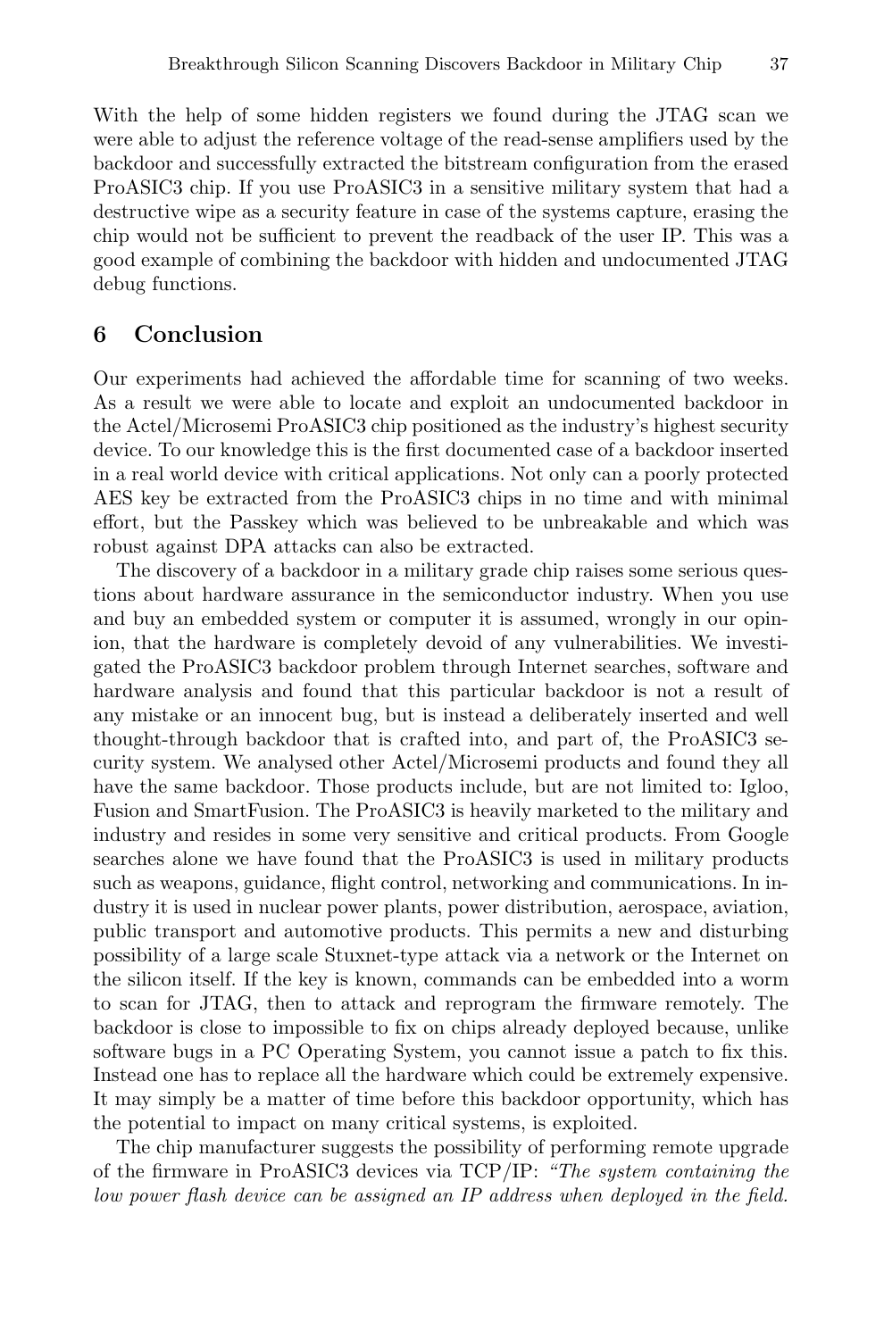With the help of some hidden registers we found during the JTAG scan we were able to adjust the reference voltage of the read-sense amplifiers used by the backdoor and successfully extracted the bitstream configuration from the erased ProASIC3 chip. If you use ProASIC3 in a sensitive military system that had a destructive wipe as a security feature in case of the systems capture, erasing the chip would not be sufficient to prevent the readback of the user IP. This was a good example of combining the backdoor with hidden and undocumented JTAG debug functions.

## 6 Conclusion

Our experiments had achieved the affordable time for scanning of two weeks. As a result we were able to locate and exploit an undocumented backdoor in the Actel/Microsemi ProASIC3 chip positioned as the industry's highest security device. To our knowledge this is the first documented case of a backdoor inserted in a real world device with critical applications. Not only can a poorly protected AES key be extracted from the ProASIC3 chips in no time and with minimal effort, but the Passkey which was believed to be unbreakable and which was robust against DPA attacks can also be extracted.

The discovery of a backdoor in a military grade chip raises some serious questions about hardware assurance in the semiconductor industry. When you use and buy an embedded system or computer it is assumed, wrongly in our opinion, that the hardware is completely devoid of any vulnerabilities. We investigated the ProASIC3 backdoor problem through Internet searches, software and hardware analysis and found that this particular backdoor is not a result of any mistake or an innocent bug, but is instead a deliberately inserted and well thought-through backdoor that is crafted into, and part of, the ProASIC3 security system. We analysed other Actel/Microsemi products and found they all have the same backdoor. Those products include, but are not limited to: Igloo, Fusion and SmartFusion. The ProASIC3 is heavily marketed to the military and industry and resides in some very sensitive and critical products. From Google searches alone we have found that the ProASIC3 is used in military products such as weapons, guidance, flight control, networking and communications. In industry it is used in nuclear power plants, power distribution, aerospace, aviation, public transport and automotive products. This permits a new and disturbing possibility of a large scale Stuxnet-type attack via a network or the Internet on the silicon itself. If the key is known, commands can be embedded into a worm to scan for JTAG, then to attack and reprogram the firmware remotely. The backdoor is close to impossible to fix on chips already deployed because, unlike software bugs in a PC Operating System, you cannot issue a patch to fix this. Instead one has to replace all the hardware which could be extremely expensive. It may simply be a matter of time before this backdoor opportunity, which has the potential to impact on many critical systems, is exploited.

The chip manufacturer suggests the possibility of performing remote upgrade of the firmware in ProASIC3 devices via TCP/IP: *"The system containing the low power flash device can be assigned an IP address when deployed in the field.*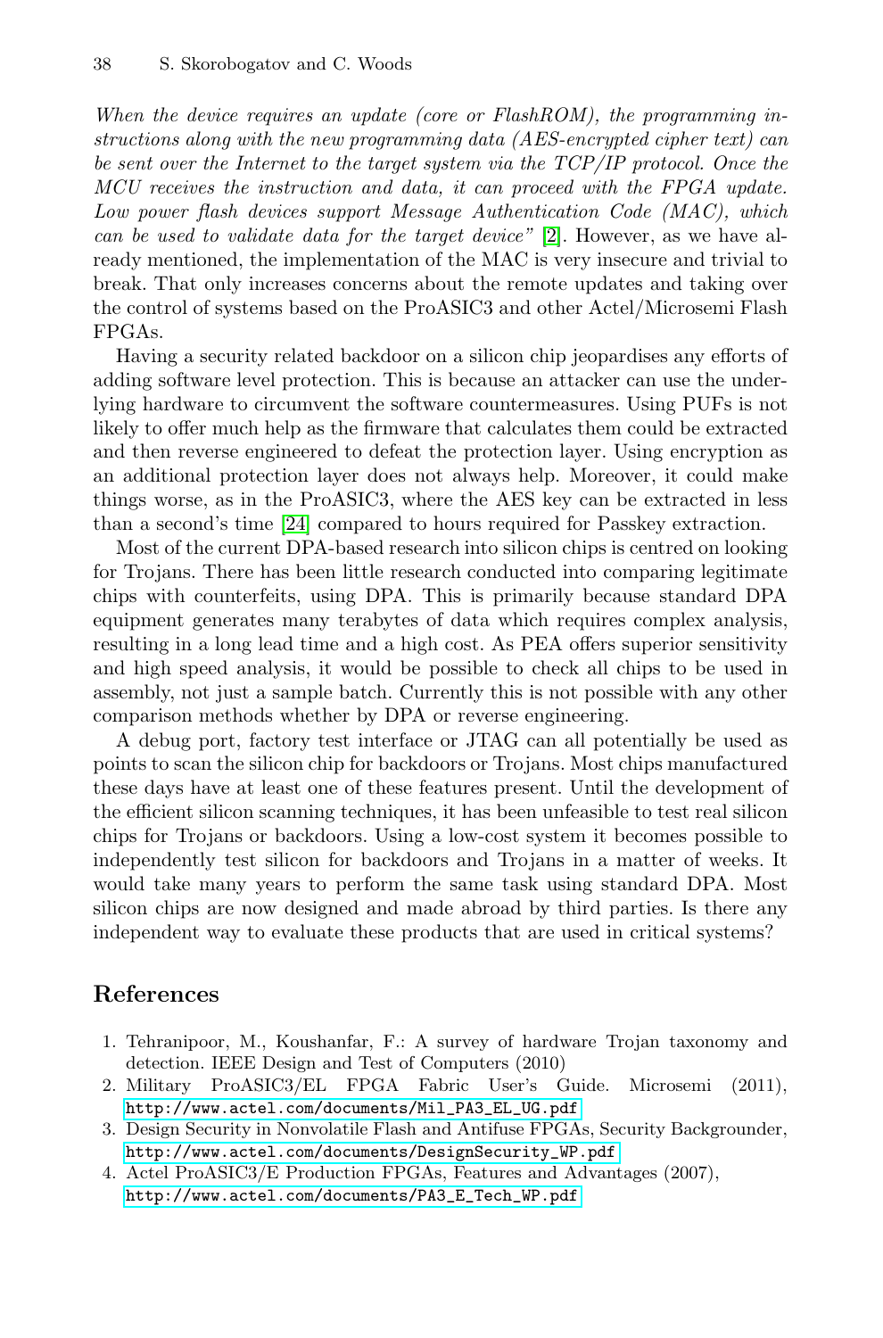*When the device requires an update (core or FlashROM), the programming instructions along with the new programming data (AES-encrypted cipher text) can be sent over the Internet to the target system via the TCP/IP protocol. Once the MCU receives the instruction and data, it can proceed with the FPGA update. Low power flash devices support Message Authentication Code (MAC), which can be used to validate data for the target device"* [2]. However, as we have already mentioned, the implementation of the MAC is very insecure and trivial to break. That only increases concerns about the remote updates and taking over the control of systems based on the ProASIC3 and other Actel/Microsemi Flash FPGAs.

Having a security related backdoor on a silicon chip jeopardises any efforts of adding software level protection. This is because an attacker can use the underlying hardware to circumvent the software countermeasures. Using PUFs is not likely to offer much help as the firmware that calculates them could be extracted and then reverse engineered to defeat the protection layer. Using encryption as an additional protection layer does not always help. Moreover, it could make things worse, as in the ProASIC3, where the AES key can be extracted in less than a second's time [24] compared to hours required for Passkey extraction.

Most of the current DPA-based research into silicon chips is centred on looking for Trojans. There has been little research conducted into comparing legitimate chips with counterfeits, using DPA. This is primarily because standard DPA equipment generates many terabytes of data which requires complex analysis, resulting in a long lead time and a high cost. As PEA offers superior sensitivity and high speed analysis, it would be possible to check all chips to be used in assembly, not just a sample batch. Currently this is not possible with any other comparison methods whether by DPA or reverse engineering.

A debug port, factory test interface or JTAG can all potentially be used as points to scan the silicon chip for backdoors or Trojans. Most chips manufactured these days have at least one of these features present. Until the development of the efficient silicon scanning techniques, it has been unfeasible to test real silicon chips for Trojans or backdoors. Using a low-cost system it becomes possible to independently test silicon for backdoors and Trojans in a matter of weeks. It would take many years to perform the same task using standard DPA. Most silicon chips are now designed and made abroad by third parties. Is there any independent way to evaluate these products that are used in critical systems?

## References

1. Tehranipoor, M., Koushanfar, F.: A survey of hardware Trojan taxonomy and detection. IEEE Design and Test of Computers (2010)
2. Military ProASIC3/EL FPGA Fabric User's Guide. Microsemi (2011), http://www.actel.com/documents/Mil_PA3_EL_UG.pdf
3. Design Security in Nonvolatile Flash and Antifuse FPGAs, Security Backgrounder, http://www.actel.com/documents/DesignSecurity_WP.pdf
4. Actel ProASIC3/E Production FPGAs, Features and Advantages (2007), http://www.actel.com/documents/PA3_E_Tech_WP.pdf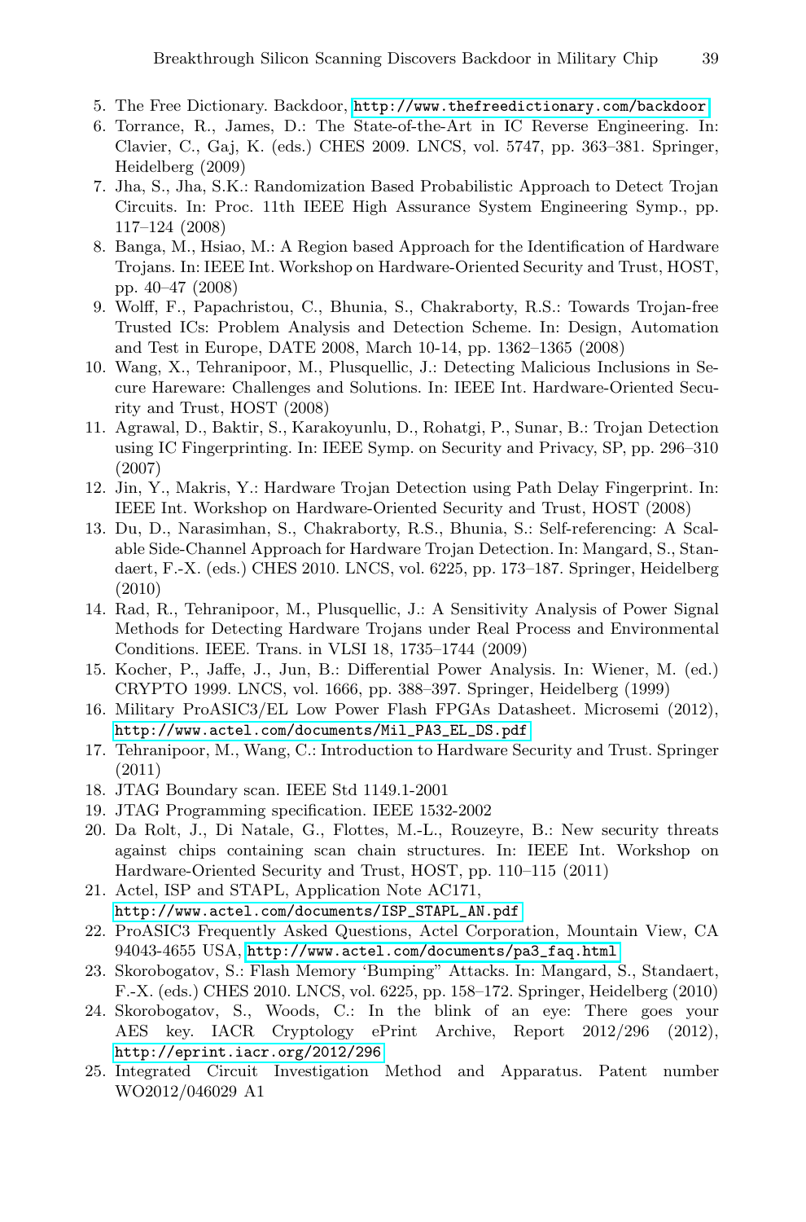5. The Free Dictionary. Backdoor, http://www.thefreedictionary.com/backdoor
6. Torrance, R., James, D.: The State-of-the-Art in IC Reverse Engineering. In: Clavier, C., Gaj, K. (eds.) CHES 2009. LNCS, vol. 5747, pp. 363–381. Springer, Heidelberg (2009)
7. Jha, S., Jha, S.K.: Randomization Based Probabilistic Approach to Detect Trojan Circuits. In: Proc. 11th IEEE High Assurance System Engineering Symp., pp. 117–124 (2008)
8. Banga, M., Hsiao, M.: A Region based Approach for the Identification of Hardware Trojans. In: IEEE Int. Workshop on Hardware-Oriented Security and Trust, HOST, pp. 40–47 (2008)
9. Wolff, F., Papachristou, C., Bhunia, S., Chakraborty, R.S.: Towards Trojan-free Trusted ICs: Problem Analysis and Detection Scheme. In: Design, Automation and Test in Europe, DATE 2008, March 10-14, pp. 1362–1365 (2008)
10. Wang, X., Tehranipoor, M., Plusquellic, J.: Detecting Malicious Inclusions in Secure Hareware: Challenges and Solutions. In: IEEE Int. Hardware-Oriented Security and Trust, HOST (2008)
11. Agrawal, D., Baktir, S., Karakoyunlu, D., Rohatgi, P., Sunar, B.: Trojan Detection using IC Fingerprinting. In: IEEE Symp. on Security and Privacy, SP, pp. 296–310 (2007)
12. Jin, Y., Makris, Y.: Hardware Trojan Detection using Path Delay Fingerprint. In: IEEE Int. Workshop on Hardware-Oriented Security and Trust, HOST (2008)
13. Du, D., Narasimhan, S., Chakraborty, R.S., Bhunia, S.: Self-referencing: A Scalable Side-Channel Approach for Hardware Trojan Detection. In: Mangard, S., Standaert, F.-X. (eds.) CHES 2010. LNCS, vol. 6225, pp. 173–187. Springer, Heidelberg (2010)
14. Rad, R., Tehranipoor, M., Plusquellic, J.: A Sensitivity Analysis of Power Signal Methods for Detecting Hardware Trojans under Real Process and Environmental Conditions. IEEE. Trans. in VLSI 18, 1735–1744 (2009)
15. Kocher, P., Jaffe, J., Jun, B.: Differential Power Analysis. In: Wiener, M. (ed.) CRYPTO 1999. LNCS, vol. 1666, pp. 388–397. Springer, Heidelberg (1999)
16. Military ProASIC3/EL Low Power Flash FPGAs Datasheet. Microsemi (2012), http://www.actel.com/documents/Mil_PA3_EL_DS.pdf
17. Tehranipoor, M., Wang, C.: Introduction to Hardware Security and Trust. Springer (2011)
18. JTAG Boundary scan. IEEE Std 1149.1-2001
19. JTAG Programming specification. IEEE 1532-2002
20. Da Rolt, J., Di Natale, G., Flottes, M.-L., Rouzeyre, B.: New security threats against chips containing scan chain structures. In: IEEE Int. Workshop on Hardware-Oriented Security and Trust, HOST, pp. 110–115 (2011)
21. Actel, ISP and STAPL, Application Note AC171, http://www.actel.com/documents/ISP_STAPL_AN.pdf
22. ProASIC3 Frequently Asked Questions, Actel Corporation, Mountain View, CA 94043-4655 USA, http://www.actel.com/documents/pa3_faq.html
23. Skorobogatov, S.: Flash Memory 'Bumping" Attacks. In: Mangard, S., Standaert, F.-X. (eds.) CHES 2010. LNCS, vol. 6225, pp. 158–172. Springer, Heidelberg (2010)
24. Skorobogatov, S., Woods, C.: In the blink of an eye: There goes your AES key. IACR Cryptology ePrint Archive, Report 2012/296 (2012), http://eprint.iacr.org/2012/296
25. Integrated Circuit Investigation Method and Apparatus. Patent number WO2012/046029 A1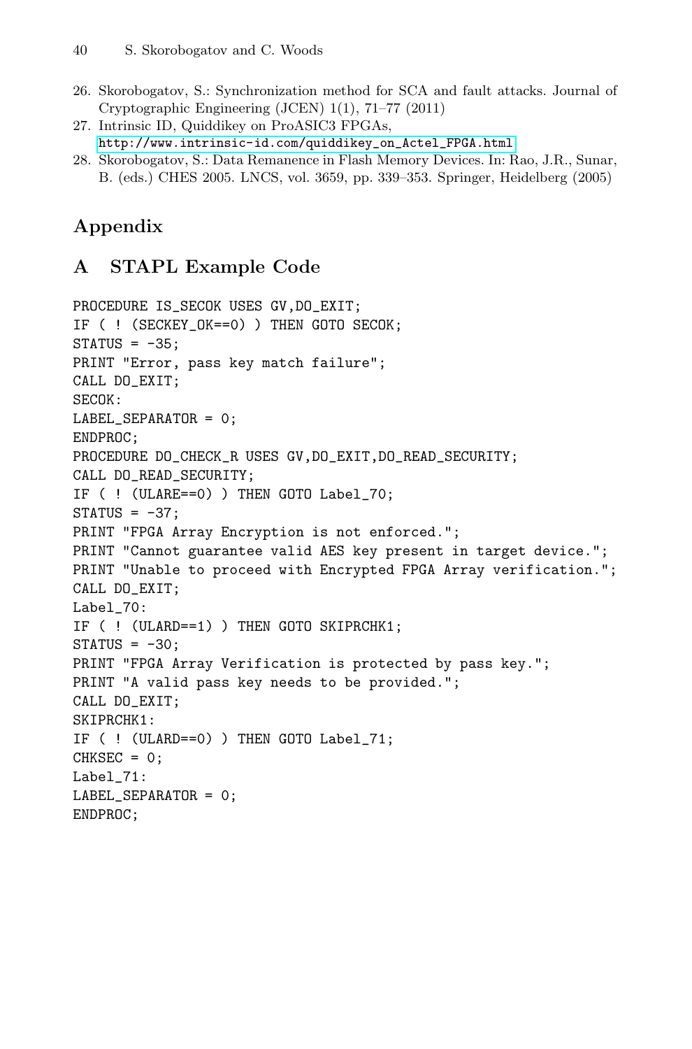26. Skorobogatov, S.: Synchronization method for SCA and fault attacks. Journal of Cryptographic Engineering (JCEN) 1(1), 71–77 (2011)
27. Intrinsic ID, Quiddikey on ProASIC3 FPGAs, http://www.intrinsic-id.com/quiddikey_on_Actel_FPGA.html
28. Skorobogatov, S.: Data Remanence in Flash Memory Devices. In: Rao, J.R., Sunar, B. (eds.) CHES 2005. LNCS, vol. 3659, pp. 339–353. Springer, Heidelberg (2005)

# Appendix

## A STAPL Example Code

```
PROCEDURE IS_SECOK USES GV,DO_EXIT;
IF ( ! (SECKEY_OK==0) ) THEN GOTO SECOK;
STATUS = -35;
PRINT "Error, pass key match failure";
CALL DO_EXIT;
SECOK:
LABEL_SEPARATOR = 0;
ENDPROC;
PROCEDURE DO_CHECK_R USES GV,DO_EXIT,DO_READ_SECURITY;
CALL DO_READ_SECURITY;
IF ( ! (ULARE==0) ) THEN GOTO Label_70;
STATUS = -37;
PRINT "FPGA Array Encryption is not enforced.";
PRINT "Cannot guarantee valid AES key present in target device.";
PRINT "Unable to proceed with Encrypted FPGA Array verification.";
CALL DO_EXIT;
Label_70:
IF ( ! (ULARD==1) ) THEN GOTO SKIPRCHK1;
STATUS = -30;
PRINT "FPGA Array Verification is protected by pass key.";
PRINT "A valid pass key needs to be provided.";
CALL DO_EXIT;
SKIPRCHK1:
IF ( ! (ULARD==0) ) THEN GOTO Label_71;
CHKSEC = 0;
Label_71:
LABEL_SEPARATOR = 0;
ENDPROC;
```